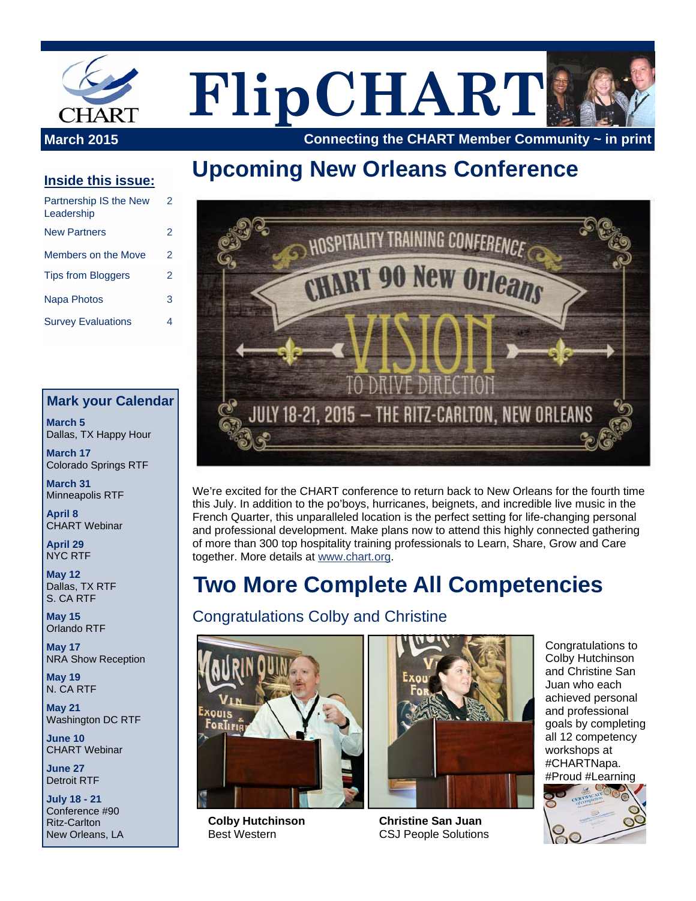# FlipCHART

**March 2015** — **Connecting the CHART Member Community ~ in print**

## Inside this issue:

| | |
|---|---|
| Partnership IS the New Leadership | 2 |
| New Partners | 2 |
| Members on the Move | 2 |
| Tips from Bloggers | 2 |
| Napa Photos | 3 |
| Survey Evaluations | 4 |

## Mark your Calendar

**March 5**
Dallas, TX Happy Hour

**March 17**
Colorado Springs RTF

**March 31**
Minneapolis RTF

**April 8**
CHART Webinar

**April 29**
NYC RTF

**May 12**
Dallas, TX RTF
S. CA RTF

**May 15**
Orlando RTF

**May 17**
NRA Show Reception

**May 19**
N. CA RTF

**May 21**
Washington DC RTF

**June 10**
CHART Webinar

**June 27**
Detroit RTF

**July 18 - 21**
Conference #90
Ritz-Carlton
New Orleans, LA

# Upcoming New Orleans Conference

HOSPITALITY TRAINING CONFERENCE
CHART 90 New Orleans
VISION TO DRIVE DIRECTION
JULY 18-21, 2015 – THE RITZ-CARLTON, NEW ORLEANS

We're excited for the CHART conference to return back to New Orleans for the fourth time this July. In addition to the po'boys, hurricanes, beignets, and incredible live music in the French Quarter, this unparalleled location is the perfect setting for life-changing personal and professional development. Make plans now to attend this highly connected gathering of more than 300 top hospitality training professionals to Learn, Share, Grow and Care together. More details at www.chart.org.

# Two More Complete All Competencies

## Congratulations Colby and Christine

**Colby Hutchinson**
Best Western

**Christine San Juan**
CSJ People Solutions

Congratulations to Colby Hutchinson and Christine San Juan who each achieved personal and professional goals by completing all 12 competency workshops at #CHARTNapa. #Proud #Learning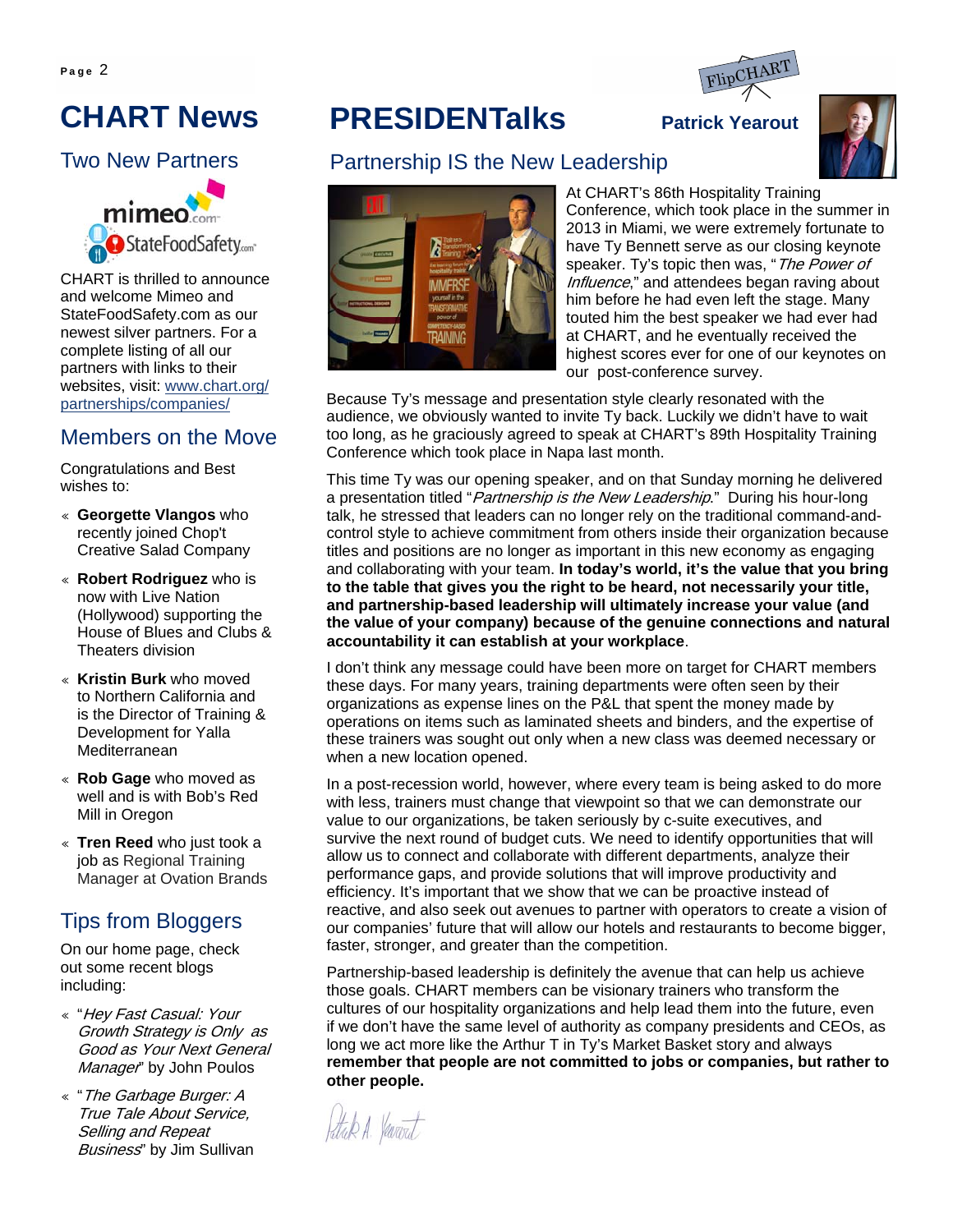# CHART News

## Two New Partners

CHART is thrilled to announce and welcome Mimeo and StateFoodSafety.com as our newest silver partners. For a complete listing of all our partners with links to their websites, visit: www.chart.org/partnerships/companies/

## Members on the Move

Congratulations and Best wishes to:

- **Georgette Vlangos** who recently joined Chop't Creative Salad Company
- **Robert Rodriguez** who is now with Live Nation (Hollywood) supporting the House of Blues and Clubs & Theaters division
- **Kristin Burk** who moved to Northern California and is the Director of Training & Development for Yalla Mediterranean
- **Rob Gage** who moved as well and is with Bob's Red Mill in Oregon
- **Tren Reed** who just took a job as Regional Training Manager at Ovation Brands

## Tips from Bloggers

On our home page, check out some recent blogs including:

- "*Hey Fast Casual: Your Growth Strategy is Only as Good as Your Next General Manager*" by John Poulos
- "*The Garbage Burger: A True Tale About Service, Selling and Repeat Business*" by Jim Sullivan

# PRESIDENTalks

FlipCHART

**Patrick Yearout**

## Partnership IS the New Leadership

At CHART's 86th Hospitality Training Conference, which took place in the summer in 2013 in Miami, we were extremely fortunate to have Ty Bennett serve as our closing keynote speaker. Ty's topic then was, "*The Power of Influence*," and attendees began raving about him before he had even left the stage. Many touted him the best speaker we had ever had at CHART, and he eventually received the highest scores ever for one of our keynotes on our post-conference survey.

Because Ty's message and presentation style clearly resonated with the audience, we obviously wanted to invite Ty back. Luckily we didn't have to wait too long, as he graciously agreed to speak at CHART's 89th Hospitality Training Conference which took place in Napa last month.

This time Ty was our opening speaker, and on that Sunday morning he delivered a presentation titled "*Partnership is the New Leadership*." During his hour-long talk, he stressed that leaders can no longer rely on the traditional command-and-control style to achieve commitment from others inside their organization because titles and positions are no longer as important in this new economy as engaging and collaborating with your team. **In today's world, it's the value that you bring to the table that gives you the right to be heard, not necessarily your title, and partnership-based leadership will ultimately increase your value (and the value of your company) because of the genuine connections and natural accountability it can establish at your workplace**.

I don't think any message could have been more on target for CHART members these days. For many years, training departments were often seen by their organizations as expense lines on the P&L that spent the money made by operations on items such as laminated sheets and binders, and the expertise of these trainers was sought out only when a new class was deemed necessary or when a new location opened.

In a post-recession world, however, where every team is being asked to do more with less, trainers must change that viewpoint so that we can demonstrate our value to our organizations, be taken seriously by c-suite executives, and survive the next round of budget cuts. We need to identify opportunities that will allow us to connect and collaborate with different departments, analyze their performance gaps, and provide solutions that will improve productivity and efficiency. It's important that we show that we can be proactive instead of reactive, and also seek out avenues to partner with operators to create a vision of our companies' future that will allow our hotels and restaurants to become bigger, faster, stronger, and greater than the competition.

Partnership-based leadership is definitely the avenue that can help us achieve those goals. CHART members can be visionary trainers who transform the cultures of our hospitality organizations and help lead them into the future, even if we don't have the same level of authority as company presidents and CEOs, as long we act more like the Arthur T in Ty's Market Basket story and always **remember that people are not committed to jobs or companies, but rather to other people.**

Patrick A. Yearout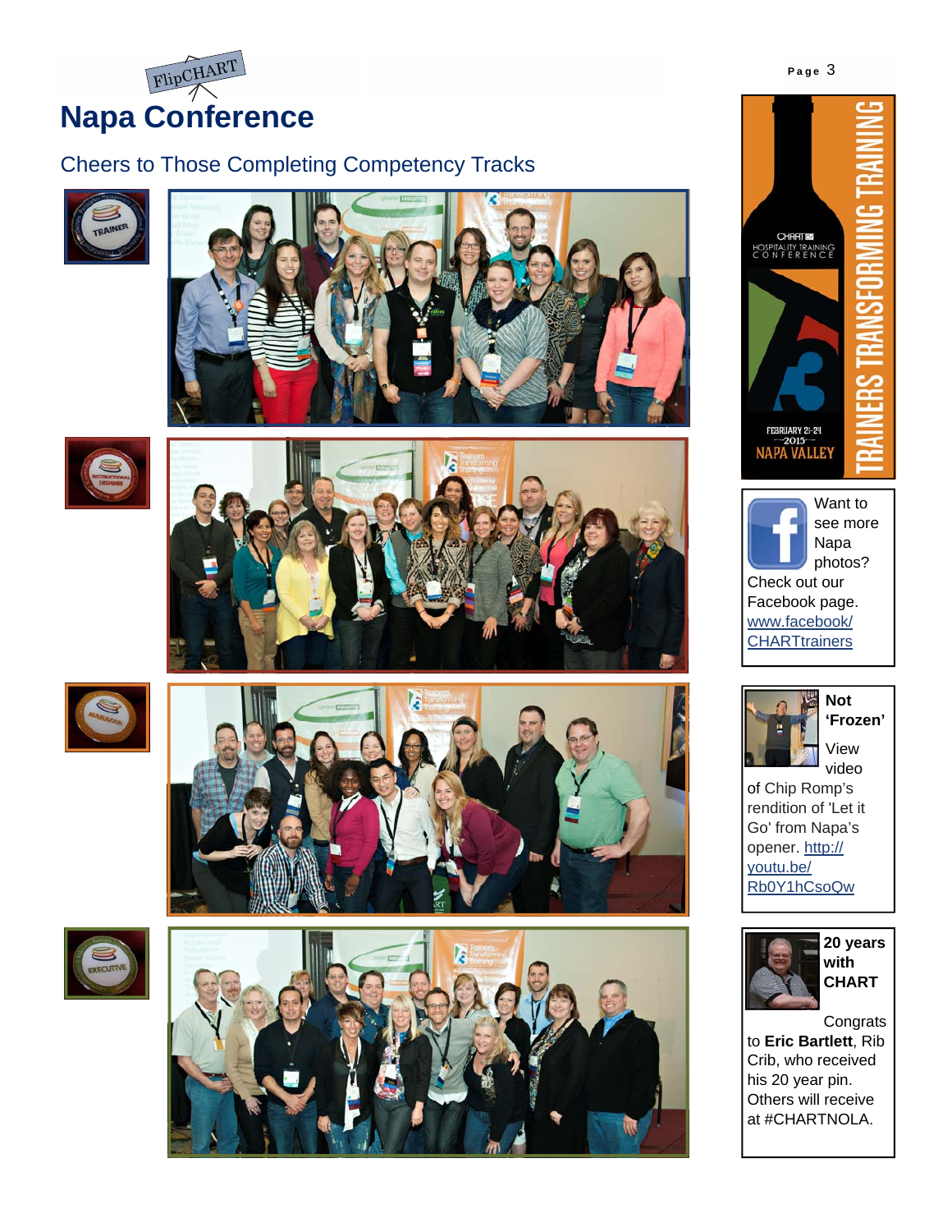FlipCHART

# Napa Conference

## Cheers to Those Completing Competency Tracks

Want to see more Napa photos? Check out our Facebook page. www.facebook/CHARTtrainers

**Not 'Frozen'**

View video of Chip Romp's rendition of 'Let it Go' from Napa's opener. http://youtu.be/Rb0Y1hCsoQw

**20 years with CHART**

Congrats to **Eric Bartlett**, Rib Crib, who received his 20 year pin. Others will receive at #CHARTNOLA.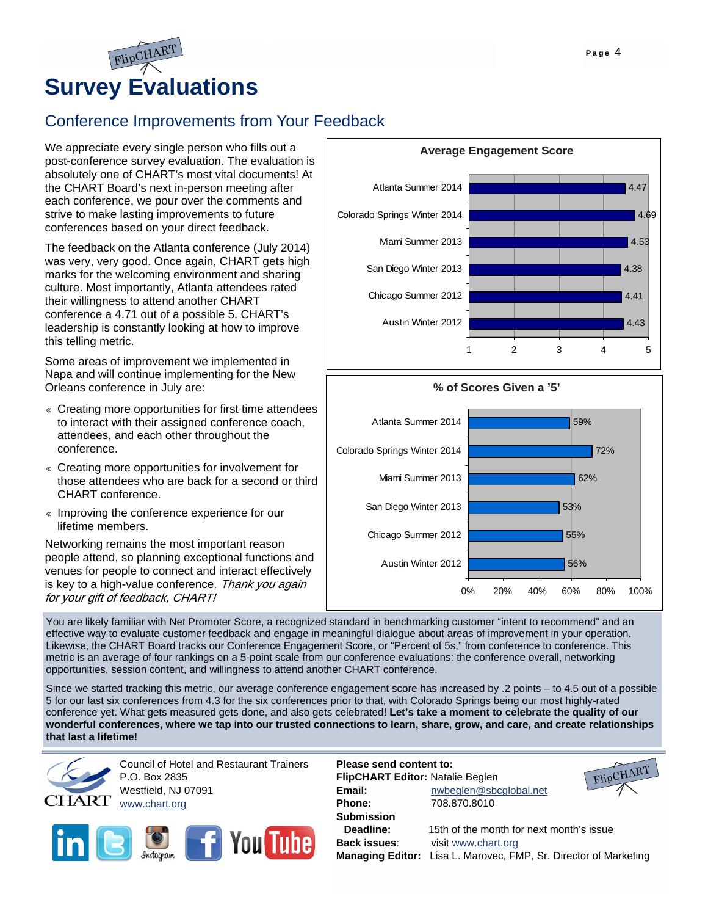FlipCHART

# Survey Evaluations

## Conference Improvements from Your Feedback

We appreciate every single person who fills out a post-conference survey evaluation. The evaluation is absolutely one of CHART's most vital documents! At the CHART Board's next in-person meeting after each conference, we pour over the comments and strive to make lasting improvements to future conferences based on your direct feedback.

The feedback on the Atlanta conference (July 2014) was very, very good. Once again, CHART gets high marks for the welcoming environment and sharing culture. Most importantly, Atlanta attendees rated their willingness to attend another CHART conference a 4.71 out of a possible 5. CHART's leadership is constantly looking at how to improve this telling metric.

Some areas of improvement we implemented in Napa and will continue implementing for the New Orleans conference in July are:

- Creating more opportunities for first time attendees to interact with their assigned conference coach, attendees, and each other throughout the conference.
- Creating more opportunities for involvement for those attendees who are back for a second or third CHART conference.
- Improving the conference experience for our lifetime members.

Networking remains the most important reason people attend, so planning exceptional functions and venues for people to connect and interact effectively is key to a high-value conference. *Thank you again for your gift of feedback, CHART!*

**Average Engagement Score**

Atlanta Summer 2014 4.47
Colorado Springs Winter 2014 4.69
Miami Summer 2013 4.53
San Diego Winter 2013 4.38
Chicago Summer 2012 4.41
Austin Winter 2012 4.43

1 2 3 4 5

**% of Scores Given a '5'**

Atlanta Summer 2014 59%
Colorado Springs Winter 2014 72%
Miami Summer 2013 62%
San Diego Winter 2013 53%
Chicago Summer 2012 55%
Austin Winter 2012 56%

0% 20% 40% 60% 80% 100%

You are likely familiar with Net Promoter Score, a recognized standard in benchmarking customer "intent to recommend" and an effective way to evaluate customer feedback and engage in meaningful dialogue about areas of improvement in your operation. Likewise, the CHART Board tracks our Conference Engagement Score, or "Percent of 5s," from conference to conference. This metric is an average of four rankings on a 5-point scale from our conference evaluations: the conference overall, networking opportunities, session content, and willingness to attend another CHART conference.

Since we started tracking this metric, our average conference engagement score has increased by .2 points – to 4.5 out of a possible 5 for our last six conferences from 4.3 for the six conferences prior to that, with Colorado Springs being our most highly-rated conference yet. What gets measured gets done, and also gets celebrated! **Let's take a moment to celebrate the quality of our wonderful conferences, where we tap into our trusted connections to learn, share, grow, and care, and create relationships that last a lifetime!**

CHART

Council of Hotel and Restaurant Trainers
P.O. Box 2835
Westfield, NJ 07091
www.chart.org

**Please send content to:**
**FlipCHART Editor:** Natalie Beglen
**Email:** nwbeglen@sbcglobal.net
**Phone:** 708.870.8010
**Submission Deadline:** 15th of the month for next month's issue
**Back issues**: visit www.chart.org
**Managing Editor:** Lisa L. Marovec, FMP, Sr. Director of Marketing

FlipCHART